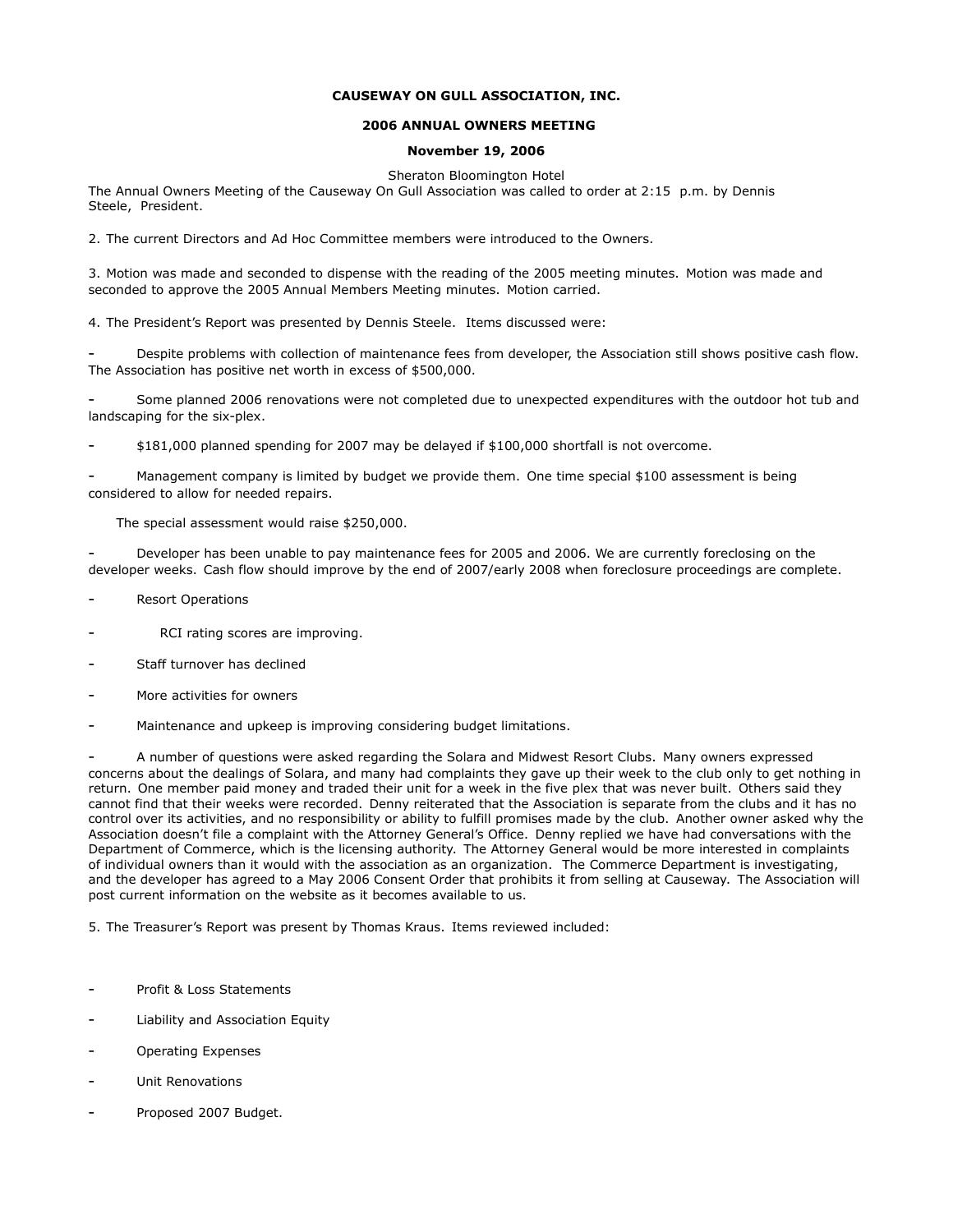**CAUSEWAY ON GULL ASSOCIATION, INC.**

**2006 ANNUAL OWNERS MEETING**

**November 19, 2006**

Sheraton Bloomington Hotel

The Annual Owners Meeting of the Causeway On Gull Association was called to order at 2:15 p.m. by Dennis Steele, President.

2. The current Directors and Ad Hoc Committee members were introduced to the Owners.

3. Motion was made and seconded to dispense with the reading of the 2005 meeting minutes. Motion was made and seconded to approve the 2005 Annual Members Meeting minutes. Motion carried.

4. The President's Report was presented by Dennis Steele. Items discussed were:

- Despite problems with collection of maintenance fees from developer, the Association still shows positive cash flow. The Association has positive net worth in excess of $500,000.
- Some planned 2006 renovations were not completed due to unexpected expenditures with the outdoor hot tub and landscaping for the six-plex.
- $181,000 planned spending for 2007 may be delayed if $100,000 shortfall is not overcome.
- Management company is limited by budget we provide them. One time special $100 assessment is being considered to allow for needed repairs.

  The special assessment would raise $250,000.

- Developer has been unable to pay maintenance fees for 2005 and 2006. We are currently foreclosing on the developer weeks. Cash flow should improve by the end of 2007/early 2008 when foreclosure proceedings are complete.
- Resort Operations
- RCI rating scores are improving.
- Staff turnover has declined
- More activities for owners
- Maintenance and upkeep is improving considering budget limitations.
- A number of questions were asked regarding the Solara and Midwest Resort Clubs. Many owners expressed concerns about the dealings of Solara, and many had complaints they gave up their week to the club only to get nothing in return. One member paid money and traded their unit for a week in the five plex that was never built. Others said they cannot find that their weeks were recorded. Denny reiterated that the Association is separate from the clubs and it has no control over its activities, and no responsibility or ability to fulfill promises made by the club. Another owner asked why the Association doesn't file a complaint with the Attorney General's Office. Denny replied we have had conversations with the Department of Commerce, which is the licensing authority. The Attorney General would be more interested in complaints of individual owners than it would with the association as an organization. The Commerce Department is investigating, and the developer has agreed to a May 2006 Consent Order that prohibits it from selling at Causeway. The Association will post current information on the website as it becomes available to us.

5. The Treasurer's Report was present by Thomas Kraus. Items reviewed included:

- Profit & Loss Statements
- Liability and Association Equity
- Operating Expenses
- Unit Renovations
- Proposed 2007 Budget.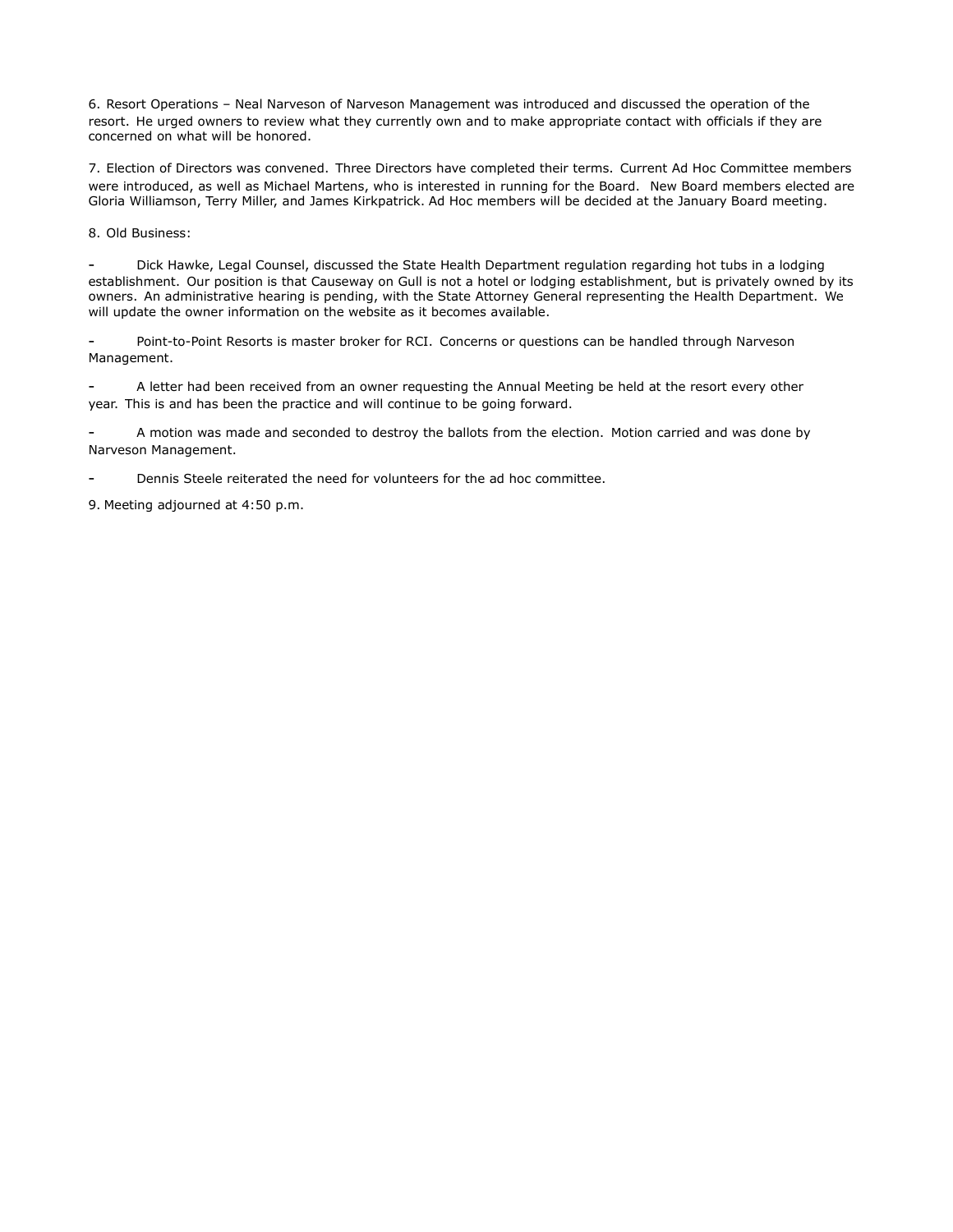6. Resort Operations – Neal Narveson of Narveson Management was introduced and discussed the operation of the resort. He urged owners to review what they currently own and to make appropriate contact with officials if they are concerned on what will be honored.

7. Election of Directors was convened. Three Directors have completed their terms. Current Ad Hoc Committee members were introduced, as well as Michael Martens, who is interested in running for the Board. New Board members elected are Gloria Williamson, Terry Miller, and James Kirkpatrick. Ad Hoc members will be decided at the January Board meeting.

8. Old Business:

- Dick Hawke, Legal Counsel, discussed the State Health Department regulation regarding hot tubs in a lodging establishment. Our position is that Causeway on Gull is not a hotel or lodging establishment, but is privately owned by its owners. An administrative hearing is pending, with the State Attorney General representing the Health Department. We will update the owner information on the website as it becomes available.

- Point-to-Point Resorts is master broker for RCI. Concerns or questions can be handled through Narveson Management.

- A letter had been received from an owner requesting the Annual Meeting be held at the resort every other year. This is and has been the practice and will continue to be going forward.

- A motion was made and seconded to destroy the ballots from the election. Motion carried and was done by Narveson Management.

- Dennis Steele reiterated the need for volunteers for the ad hoc committee.

9. Meeting adjourned at 4:50 p.m.